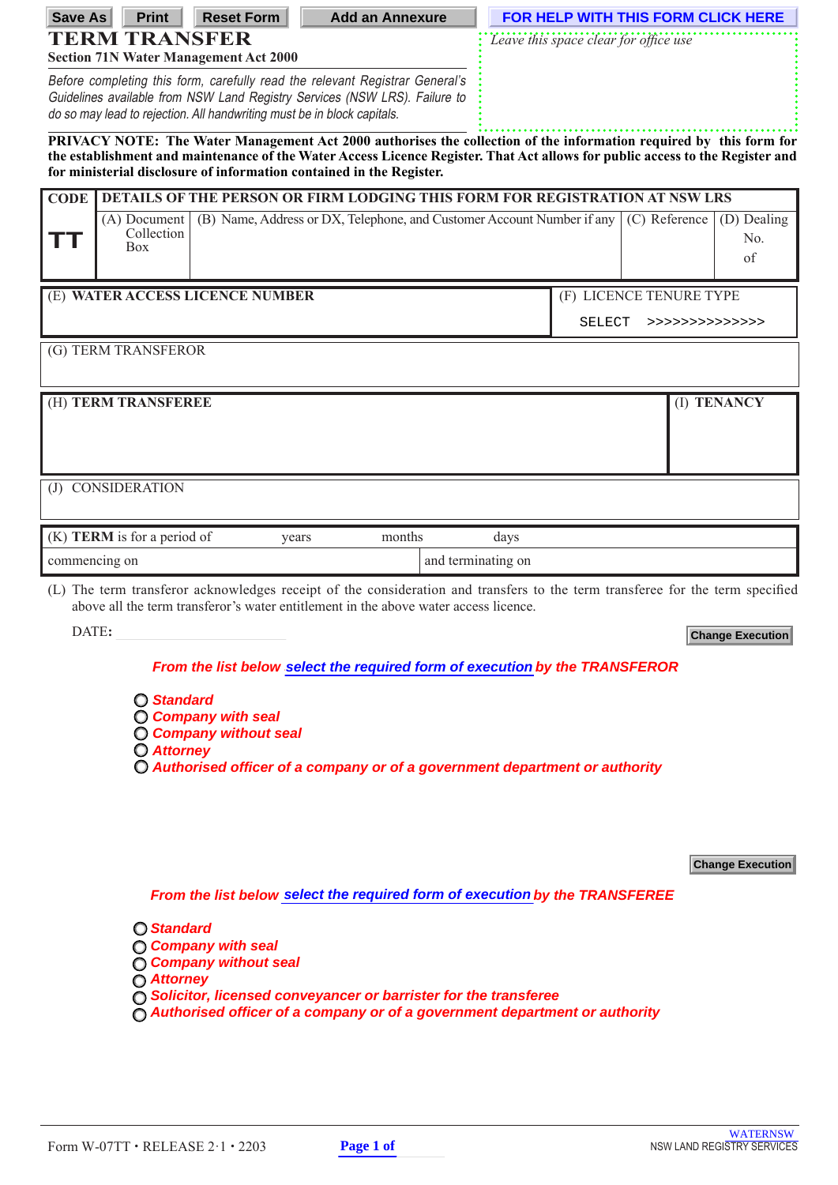Save As | Print | Reset Form | Add an Annexure | FOR HELP WITH THIS FORM CLICK HERE

# TERM TRANSFER

**Section 71N Water Management Act 2000**

*Before completing this form, carefully read the relevant Registrar General's Guidelines available from NSW Land Registry Services (NSW LRS). Failure to do so may lead to rejection. All handwriting must be in block capitals.*

*Leave this space clear for office use*

**PRIVACY NOTE: The Water Management Act 2000 authorises the collection of the information required by this form for the establishment and maintenance of the Water Access Licence Register. That Act allows for public access to the Register and for ministerial disclosure of information contained in the Register.**

| CODE | DETAILS OF THE PERSON OR FIRM LODGING THIS FORM FOR REGISTRATION AT NSW LRS | | | |
|---|---|---|---|---|
| **TT** | (A) Document Collection Box | (B) Name, Address or DX, Telephone, and Customer Account Number if any | (C) Reference | (D) Dealing No. of |

| (E) **WATER ACCESS LICENCE NUMBER** | (F) LICENCE TENURE TYPE |
|---|---|
| | SELECT >>>>>>>>>>>>>> |

(G) TERM TRANSFEROR

| (H) **TERM TRANSFEREE** | (I) **TENANCY** |
|---|---|
| | |

(J) CONSIDERATION

| (K) **TERM** is for a period of years months days | |
|---|---|
| commencing on | and terminating on |

(L) The term transferor acknowledges receipt of the consideration and transfers to the term transferee for the term specified above all the term transferor's water entitlement in the above water access licence.

DATE:

Change Execution

***From the list below select the required form of execution by the TRANSFEROR***

- ***Standard***
- ***Company with seal***
- ***Company without seal***
- ***Attorney***
- ***Authorised officer of a company or of a government department or authority***

Change Execution

***From the list below select the required form of execution by the TRANSFEREE***

- ***Standard***
- ***Company with seal***
- ***Company without seal***
- ***Attorney***
- ***Solicitor, licensed conveyancer or barrister for the transferee***
- ***Authorised officer of a company or of a government department or authority***

Form W-07TT • RELEASE 2·1 • 2203

WATERNSW
NSW LAND REGISTRY SERVICES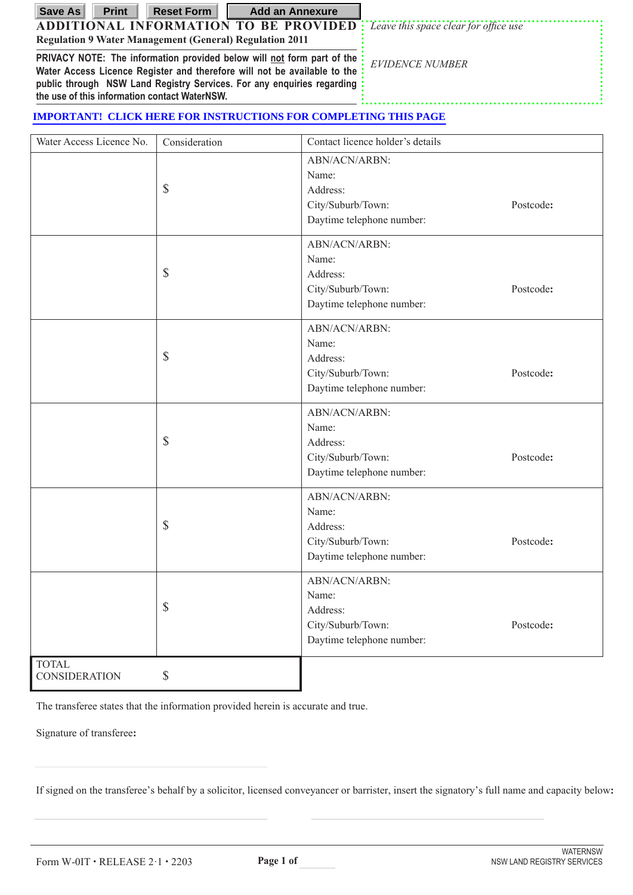Save As | Print | Reset Form | Add an Annexure

# ADDITIONAL INFORMATION TO BE PROVIDED

**Regulation 9 Water Management (General) Regulation 2011**

*Leave this space clear for office use*

*EVIDENCE NUMBER*

**PRIVACY NOTE: The information provided below will not form part of the Water Access Licence Register and therefore will not be available to the public through NSW Land Registry Services. For any enquiries regarding the use of this information contact WaterNSW.**

**IMPORTANT! CLICK HERE FOR INSTRUCTIONS FOR COMPLETING THIS PAGE**

| Water Access Licence No. | Consideration | Contact licence holder's details |
|---|---|---|
| | $ | ABN/ACN/ARBN:<br>Name:<br>Address:<br>City/Suburb/Town: Postcode:<br>Daytime telephone number: |
| | $ | ABN/ACN/ARBN:<br>Name:<br>Address:<br>City/Suburb/Town: Postcode:<br>Daytime telephone number: |
| | $ | ABN/ACN/ARBN:<br>Name:<br>Address:<br>City/Suburb/Town: Postcode:<br>Daytime telephone number: |
| | $ | ABN/ACN/ARBN:<br>Name:<br>Address:<br>City/Suburb/Town: Postcode:<br>Daytime telephone number: |
| | $ | ABN/ACN/ARBN:<br>Name:<br>Address:<br>City/Suburb/Town: Postcode:<br>Daytime telephone number: |
| | $ | ABN/ACN/ARBN:<br>Name:<br>Address:<br>City/Suburb/Town: Postcode:<br>Daytime telephone number: |
| TOTAL CONSIDERATION | $ | |

The transferee states that the information provided herein is accurate and true.

Signature of transferee:

If signed on the transferee's behalf by a solicitor, licensed conveyancer or barrister, insert the signatory's full name and capacity below:

Form W-0IT • RELEASE 2·1 • 2203

WATERNSW
NSW LAND REGISTRY SERVICES